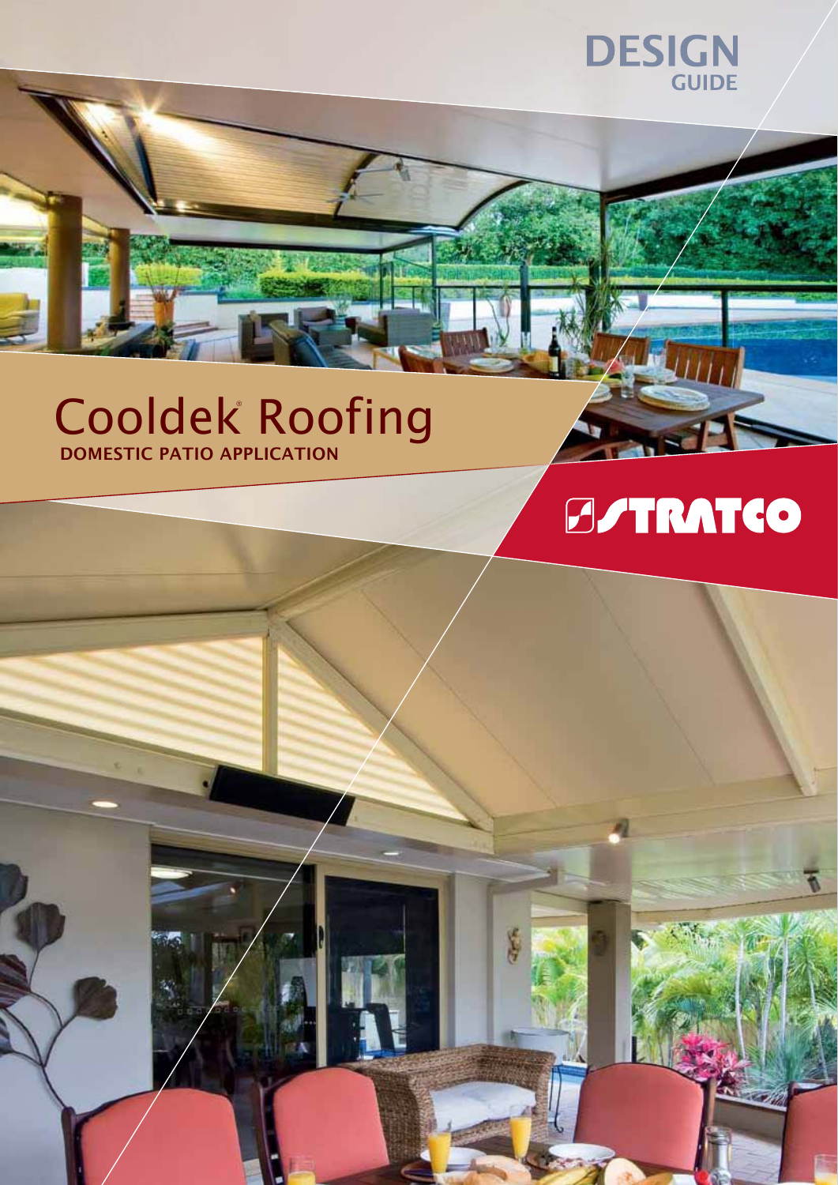DESIGN GUIDE

# Cooldek® Roofing

**DOMESTIC PATIO APPLICATION**

STRATCO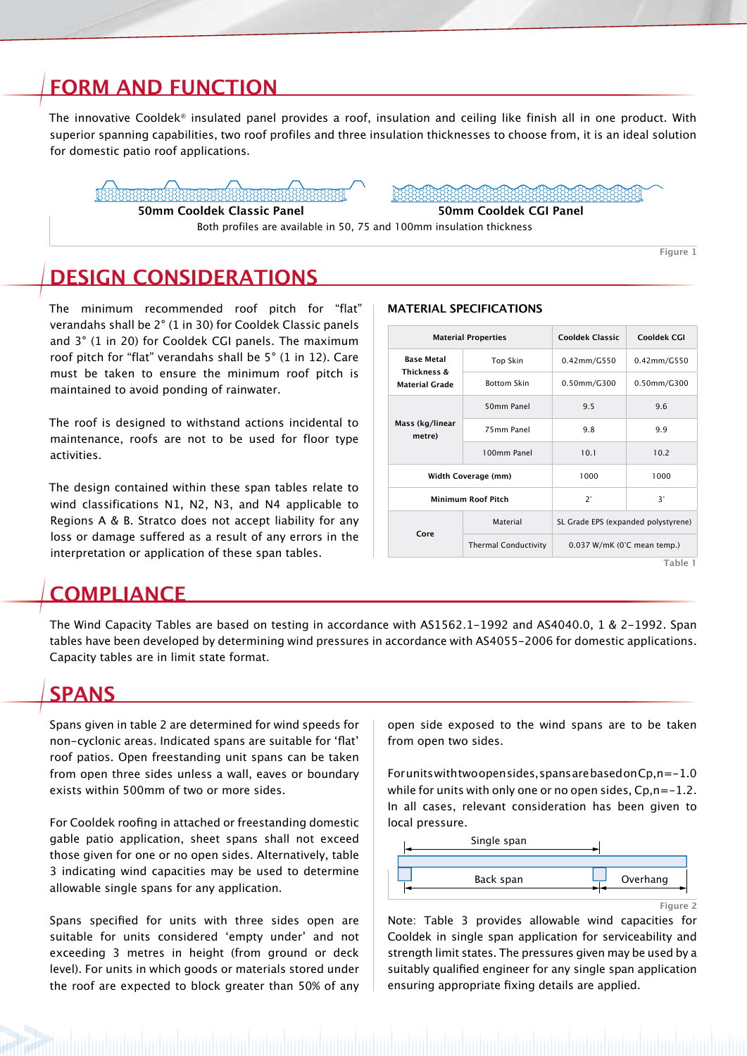# FORM AND FUNCTION

The innovative Cooldek® insulated panel provides a roof, insulation and ceiling like finish all in one product. With superior spanning capabilities, two roof profiles and three insulation thicknesses to choose from, it is an ideal solution for domestic patio roof applications.

**50mm Cooldek Classic Panel** **50mm Cooldek CGI Panel**

Both profiles are available in 50, 75 and 100mm insulation thickness

Figure 1

# DESIGN CONSIDERATIONS

The minimum recommended roof pitch for "flat" verandahs shall be 2° (1 in 30) for Cooldek Classic panels and 3° (1 in 20) for Cooldek CGI panels. The maximum roof pitch for "flat" verandahs shall be 5° (1 in 12). Care must be taken to ensure the minimum roof pitch is maintained to avoid ponding of rainwater.

The roof is designed to withstand actions incidental to maintenance, roofs are not to be used for floor type activities.

The design contained within these span tables relate to wind classifications N1, N2, N3, and N4 applicable to Regions A & B. Stratco does not accept liability for any loss or damage suffered as a result of any errors in the interpretation or application of these span tables.

### MATERIAL SPECIFICATIONS

| Material Properties | | Cooldek Classic | Cooldek CGI |
|---|---|---|---|
| Base Metal Thickness & Material Grade | Top Skin | 0.42mm/G550 | 0.42mm/G550 |
| | Bottom Skin | 0.50mm/G300 | 0.50mm/G300 |
| Mass (kg/linear metre) | 50mm Panel | 9.5 | 9.6 |
| | 75mm Panel | 9.8 | 9.9 |
| | 100mm Panel | 10.1 | 10.2 |
| Width Coverage (mm) | | 1000 | 1000 |
| Minimum Roof Pitch | | 2˚ | 3˚ |
| Core | Material | SL Grade EPS (expanded polystyrene) | |
| | Thermal Conductivity | 0.037 W/mK (0˚C mean temp.) | |

Table 1

# COMPLIANCE

The Wind Capacity Tables are based on testing in accordance with AS1562.1-1992 and AS4040.0, 1 & 2-1992. Span tables have been developed by determining wind pressures in accordance with AS4055-2006 for domestic applications. Capacity tables are in limit state format.

# SPANS

Spans given in table 2 are determined for wind speeds for non-cyclonic areas. Indicated spans are suitable for 'flat' roof patios. Open freestanding unit spans can be taken from open three sides unless a wall, eaves or boundary exists within 500mm of two or more sides.

For Cooldek roofing in attached or freestanding domestic gable patio application, sheet spans shall not exceed those given for one or no open sides. Alternatively, table 3 indicating wind capacities may be used to determine allowable single spans for any application.

Spans specified for units with three sides open are suitable for units considered 'empty under' and not exceeding 3 metres in height (from ground or deck level). For units in which goods or materials stored under the roof are expected to block greater than 50% of any open side exposed to the wind spans are to be taken from open two sides.

For units with two open sides, spans are based on $C_{p,n}=-1.0$ while for units with only one or no open sides, $C_{p,n}=-1.2$. In all cases, relevant consideration has been given to local pressure.

Single span

Back span | Overhang

Figure 2

Note: Table 3 provides allowable wind capacities for Cooldek in single span application for serviceability and strength limit states. The pressures given may be used by a suitably qualified engineer for any single span application ensuring appropriate fixing details are applied.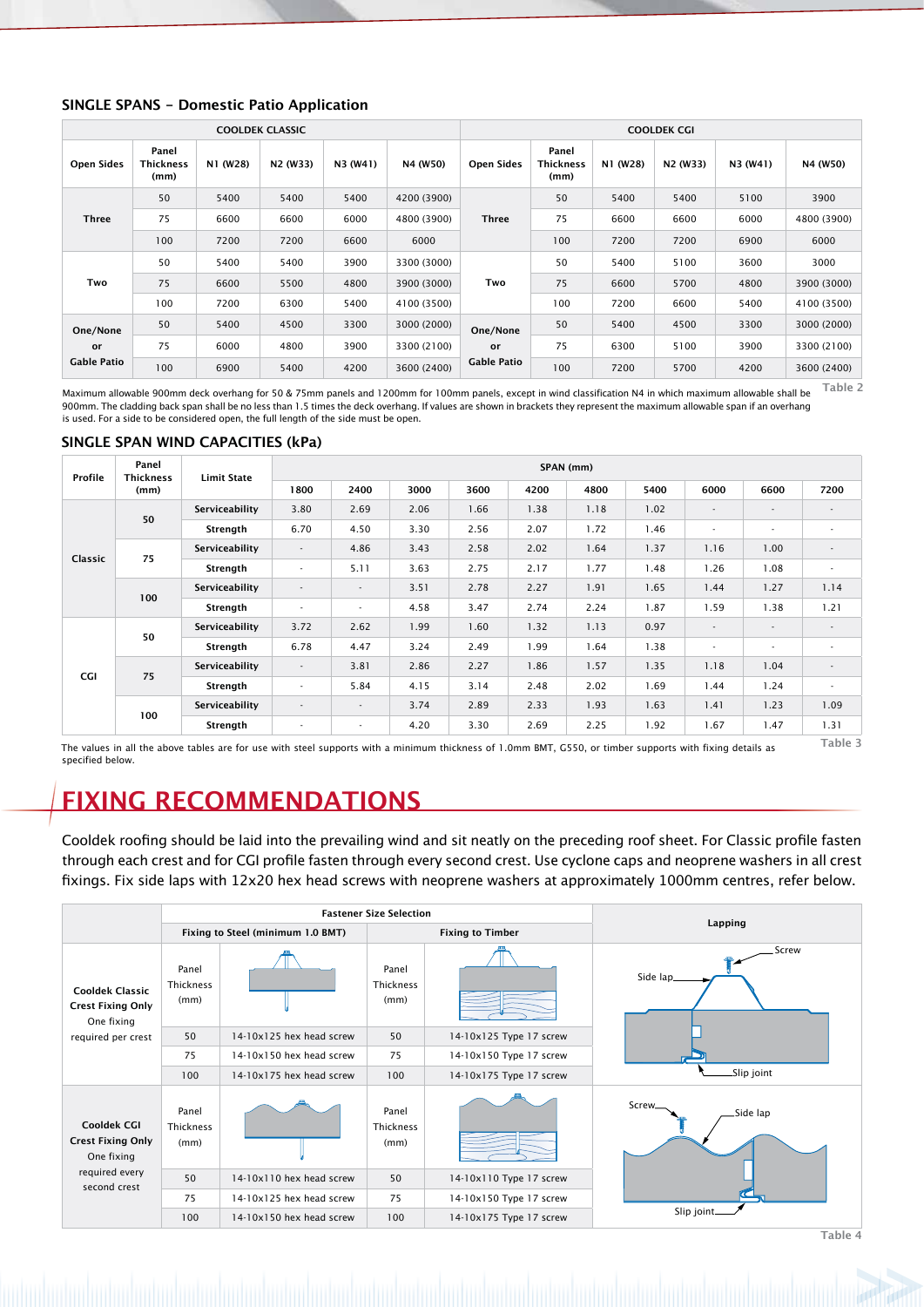### SINGLE SPANS – Domestic Patio Application

| COOLDEK CLASSIC | | | | | | COOLDEK CGI | | | | | |
|---|---|---|---|---|---|---|---|---|---|---|---|
| Open Sides | Panel Thickness (mm) | N1 (W28) | N2 (W33) | N3 (W41) | N4 (W50) | Open Sides | Panel Thickness (mm) | N1 (W28) | N2 (W33) | N3 (W41) | N4 (W50) |
| Three | 50 | 5400 | 5400 | 5400 | 4200 (3900) | Three | 50 | 5400 | 5400 | 5100 | 3900 |
| | 75 | 6600 | 6600 | 6000 | 4800 (3900) | | 75 | 6600 | 6600 | 6000 | 4800 (3900) |
| | 100 | 7200 | 7200 | 6600 | 6000 | | 100 | 7200 | 7200 | 6900 | 6000 |
| Two | 50 | 5400 | 5400 | 3900 | 3300 (3000) | Two | 50 | 5400 | 5100 | 3600 | 3000 |
| | 75 | 6600 | 5500 | 4800 | 3900 (3000) | | 75 | 6600 | 5700 | 4800 | 3900 (3000) |
| | 100 | 7200 | 6300 | 5400 | 4100 (3500) | | 100 | 7200 | 6600 | 5400 | 4100 (3500) |
| One/None or Gable Patio | 50 | 5400 | 4500 | 3300 | 3000 (2000) | One/None or Gable Patio | 50 | 5400 | 4500 | 3300 | 3000 (2000) |
| | 75 | 6000 | 4800 | 3900 | 3300 (2100) | | 75 | 6300 | 5100 | 3900 | 3300 (2100) |
| | 100 | 6900 | 5400 | 4200 | 3600 (2400) | | 100 | 7200 | 5700 | 4200 | 3600 (2400) |

Maximum allowable 900mm deck overhang for 50 & 75mm panels and 1200mm for 100mm panels, except in wind classification N4 in which maximum allowable shall be 900mm. The cladding back span shall be no less than 1.5 times the deck overhang. If values are shown in brackets they represent the maximum allowable span if an overhang is used. For a side to be considered open, the full length of the side must be open.

Table 2

### SINGLE SPAN WIND CAPACITIES (kPa)

| Profile | Panel Thickness (mm) | Limit State | SPAN (mm) | | | | | | | | | |
|---|---|---|---|---|---|---|---|---|---|---|---|---|
| | | | 1800 | 2400 | 3000 | 3600 | 4200 | 4800 | 5400 | 6000 | 6600 | 7200 |
| Classic | 50 | Serviceability | 3.80 | 2.69 | 2.06 | 1.66 | 1.38 | 1.18 | 1.02 | - | - | - |
| | | Strength | 6.70 | 4.50 | 3.30 | 2.56 | 2.07 | 1.72 | 1.46 | - | - | - |
| | 75 | Serviceability | - | 4.86 | 3.43 | 2.58 | 2.02 | 1.64 | 1.37 | 1.16 | 1.00 | - |
| | | Strength | - | 5.11 | 3.63 | 2.75 | 2.17 | 1.77 | 1.48 | 1.26 | 1.08 | - |
| | 100 | Serviceability | - | - | 3.51 | 2.78 | 2.27 | 1.91 | 1.65 | 1.44 | 1.27 | 1.14 |
| | | Strength | - | - | 4.58 | 3.47 | 2.74 | 2.24 | 1.87 | 1.59 | 1.38 | 1.21 |
| CGI | 50 | Serviceability | 3.72 | 2.62 | 1.99 | 1.60 | 1.32 | 1.13 | 0.97 | - | - | - |
| | | Strength | 6.78 | 4.47 | 3.24 | 2.49 | 1.99 | 1.64 | 1.38 | - | - | - |
| | 75 | Serviceability | - | 3.81 | 2.86 | 2.27 | 1.86 | 1.57 | 1.35 | 1.18 | 1.04 | - |
| | | Strength | - | 5.84 | 4.15 | 3.14 | 2.48 | 2.02 | 1.69 | 1.44 | 1.24 | - |
| | 100 | Serviceability | - | - | 3.74 | 2.89 | 2.33 | 1.93 | 1.63 | 1.41 | 1.23 | 1.09 |
| | | Strength | - | - | 4.20 | 3.30 | 2.69 | 2.25 | 1.92 | 1.67 | 1.47 | 1.31 |

The values in all the above tables are for use with steel supports with a minimum thickness of 1.0mm BMT, G550, or timber supports with fixing details as specified below.

Table 3

# FIXING RECOMMENDATIONS

Cooldek roofing should be laid into the prevailing wind and sit neatly on the preceding roof sheet. For Classic profile fasten through each crest and for CGI profile fasten through every second crest. Use cyclone caps and neoprene washers in all crest fixings. Fix side laps with 12x20 hex head screws with neoprene washers at approximately 1000mm centres, refer below.

| | Fastener Size Selection | | | | Lapping |
|---|---|---|---|---|---|
| | Fixing to Steel (minimum 1.0 BMT) | | Fixing to Timber | | |
| **Cooldek Classic Crest Fixing Only** One fixing required per crest | Panel Thickness (mm) | | Panel Thickness (mm) | | Screw, Side lap, Slip joint |
| | 50 | 14-10x125 hex head screw | 50 | 14-10x125 Type 17 screw | |
| | 75 | 14-10x150 hex head screw | 75 | 14-10x150 Type 17 screw | |
| | 100 | 14-10x175 hex head screw | 100 | 14-10x175 Type 17 screw | |
| **Cooldek CGI Crest Fixing Only** One fixing required every second crest | Panel Thickness (mm) | | Panel Thickness (mm) | | Screw, Side lap, Slip joint |
| | 50 | 14-10x110 hex head screw | 50 | 14-10x110 Type 17 screw | |
| | 75 | 14-10x125 hex head screw | 75 | 14-10x150 Type 17 screw | |
| | 100 | 14-10x150 hex head screw | 100 | 14-10x175 Type 17 screw | |

Table 4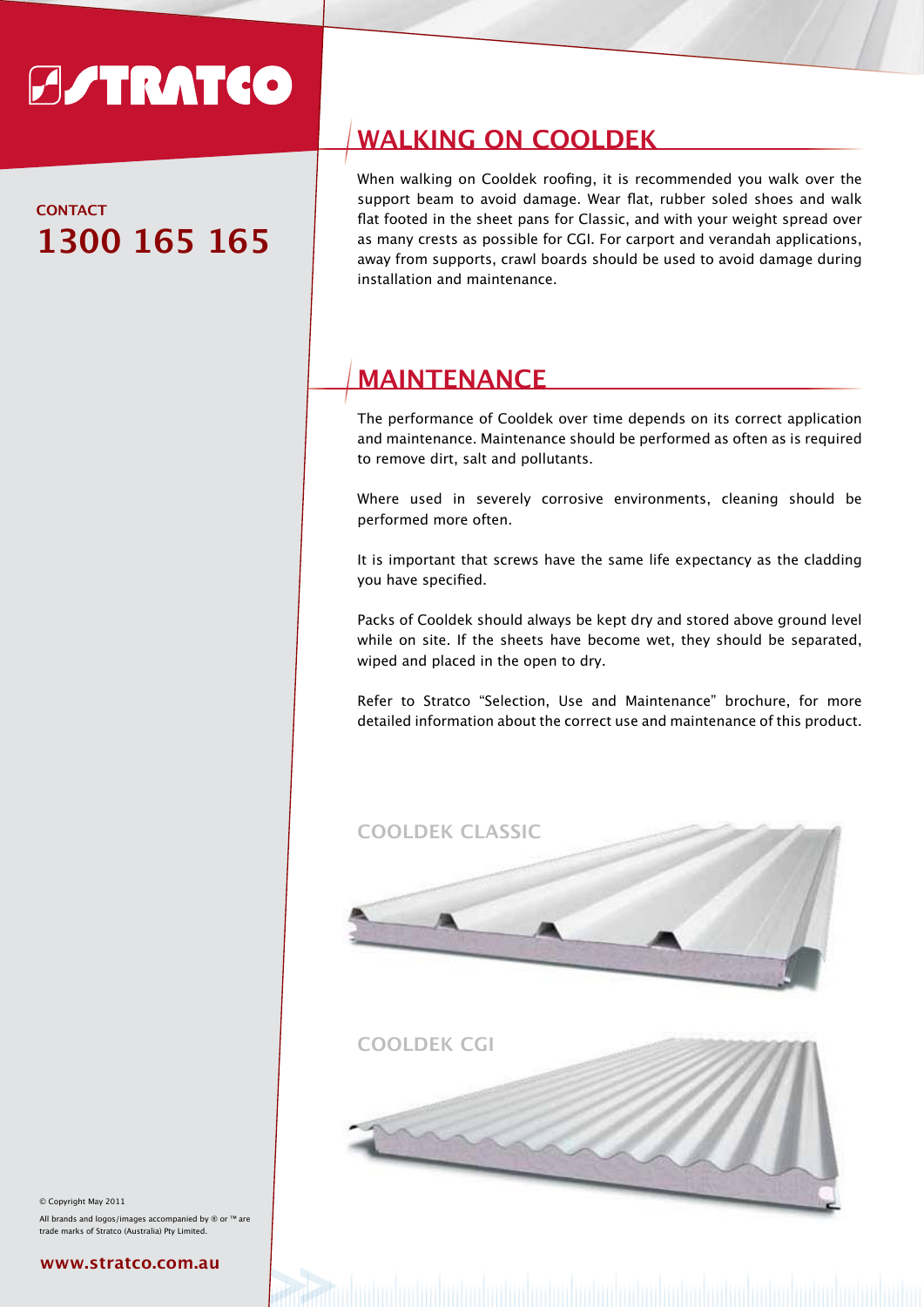CONTACT

**1300 165 165**

## WALKING ON COOLDEK

When walking on Cooldek roofing, it is recommended you walk over the support beam to avoid damage. Wear flat, rubber soled shoes and walk flat footed in the sheet pans for Classic, and with your weight spread over as many crests as possible for CGI. For carport and verandah applications, away from supports, crawl boards should be used to avoid damage during installation and maintenance.

## MAINTENANCE

The performance of Cooldek over time depends on its correct application and maintenance. Maintenance should be performed as often as is required to remove dirt, salt and pollutants.

Where used in severely corrosive environments, cleaning should be performed more often.

It is important that screws have the same life expectancy as the cladding you have specified.

Packs of Cooldek should always be kept dry and stored above ground level while on site. If the sheets have become wet, they should be separated, wiped and placed in the open to dry.

Refer to Stratco "Selection, Use and Maintenance" brochure, for more detailed information about the correct use and maintenance of this product.

COOLDEK CLASSIC

COOLDEK CGI

© Copyright May 2011

All brands and logos/images accompanied by ® or ™ are trade marks of Stratco (Australia) Pty Limited.

**www.stratco.com.au**